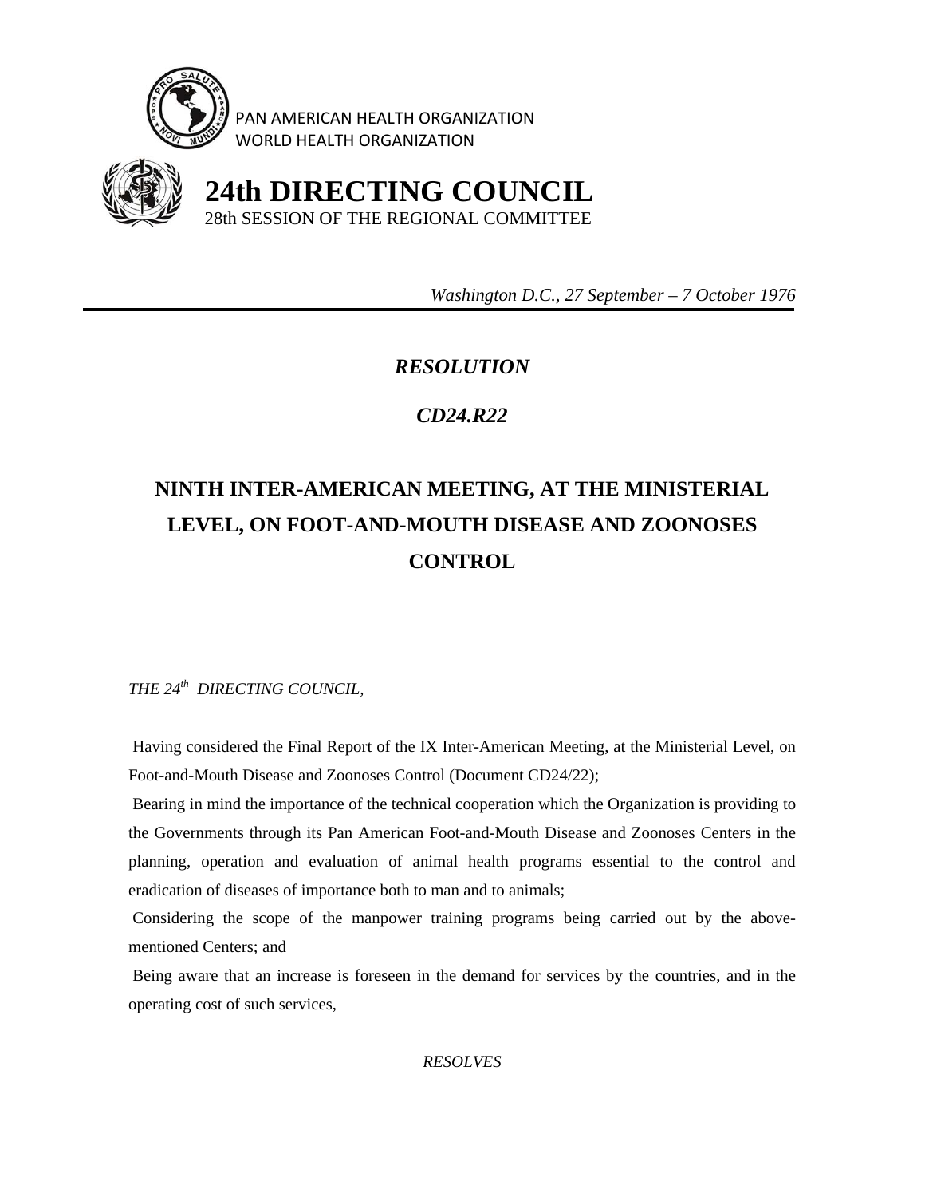PAN AMERICAN HEALTH ORGANIZATION
WORLD HEALTH ORGANIZATION

# 24th DIRECTING COUNCIL

28th SESSION OF THE REGIONAL COMMITTEE

*Washington D.C., 27 September – 7 October 1976*

---

***RESOLUTION***

***CD24.R22***

## NINTH INTER-AMERICAN MEETING, AT THE MINISTERIAL LEVEL, ON FOOT-AND-MOUTH DISEASE AND ZOONOSES CONTROL

*THE 24th DIRECTING COUNCIL,*

Having considered the Final Report of the IX Inter-American Meeting, at the Ministerial Level, on Foot-and-Mouth Disease and Zoonoses Control (Document CD24/22);

Bearing in mind the importance of the technical cooperation which the Organization is providing to the Governments through its Pan American Foot-and-Mouth Disease and Zoonoses Centers in the planning, operation and evaluation of animal health programs essential to the control and eradication of diseases of importance both to man and to animals;

Considering the scope of the manpower training programs being carried out by the above-mentioned Centers; and

Being aware that an increase is foreseen in the demand for services by the countries, and in the operating cost of such services,

*RESOLVES*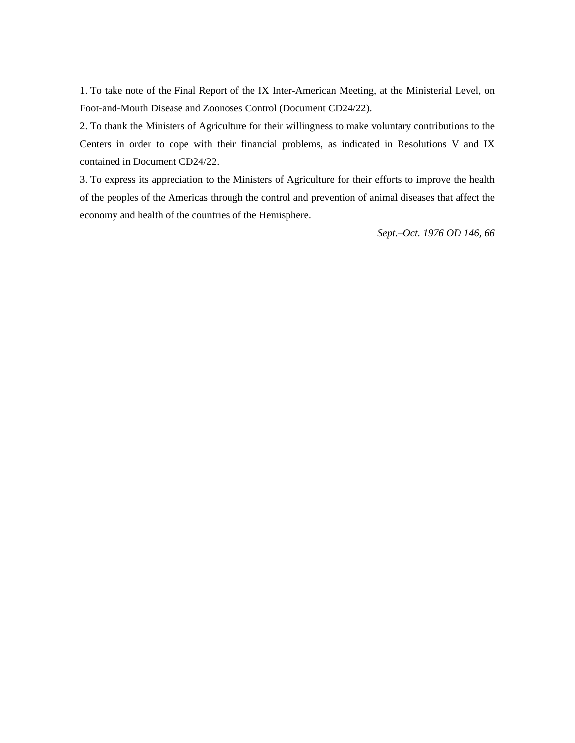1. To take note of the Final Report of the IX Inter-American Meeting, at the Ministerial Level, on Foot-and-Mouth Disease and Zoonoses Control (Document CD24/22).

2. To thank the Ministers of Agriculture for their willingness to make voluntary contributions to the Centers in order to cope with their financial problems, as indicated in Resolutions V and IX contained in Document CD24/22.

3. To express its appreciation to the Ministers of Agriculture for their efforts to improve the health of the peoples of the Americas through the control and prevention of animal diseases that affect the economy and health of the countries of the Hemisphere.

*Sept.–Oct. 1976 OD 146, 66*